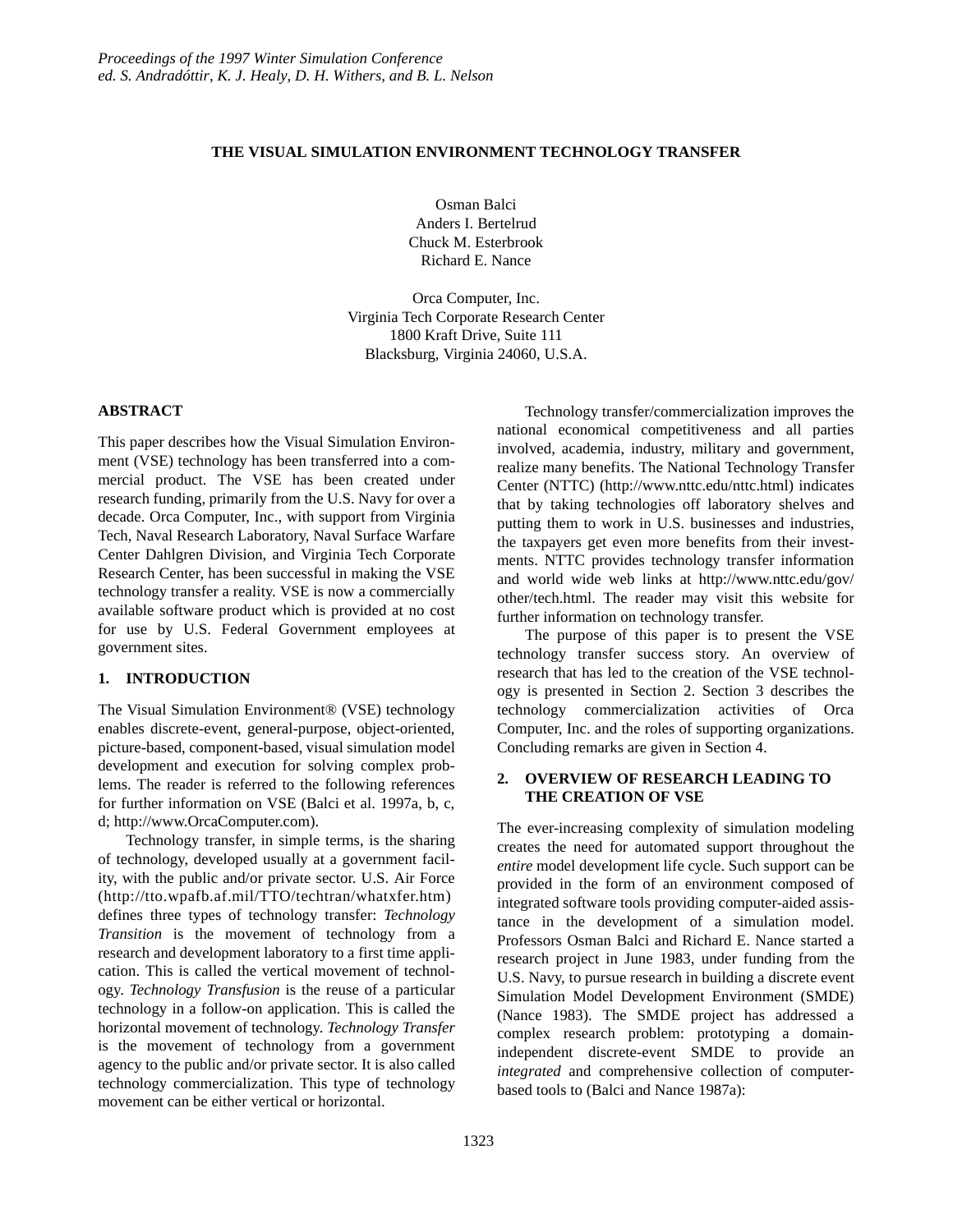*Proceedings of the 1997 Winter Simulation Conference*
*ed. S. Andradóttir, K. J. Healy, D. H. Withers, and B. L. Nelson*

# THE VISUAL SIMULATION ENVIRONMENT TECHNOLOGY TRANSFER

Osman Balci
Anders I. Bertelrud
Chuck M. Esterbrook
Richard E. Nance

Orca Computer, Inc.
Virginia Tech Corporate Research Center
1800 Kraft Drive, Suite 111
Blacksburg, Virginia 24060, U.S.A.

## ABSTRACT

This paper describes how the Visual Simulation Environment (VSE) technology has been transferred into a commercial product. The VSE has been created under research funding, primarily from the U.S. Navy for over a decade. Orca Computer, Inc., with support from Virginia Tech, Naval Research Laboratory, Naval Surface Warfare Center Dahlgren Division, and Virginia Tech Corporate Research Center, has been successful in making the VSE technology transfer a reality. VSE is now a commercially available software product which is provided at no cost for use by U.S. Federal Government employees at government sites.

## 1. INTRODUCTION

The Visual Simulation Environment® (VSE) technology enables discrete-event, general-purpose, object-oriented, picture-based, component-based, visual simulation model development and execution for solving complex problems. The reader is referred to the following references for further information on VSE (Balci et al. 1997a, b, c, d; http://www.OrcaComputer.com).

Technology transfer, in simple terms, is the sharing of technology, developed usually at a government facility, with the public and/or private sector. U.S. Air Force (http://tto.wpafb.af.mil/TTO/techtran/whatxfer.htm) defines three types of technology transfer: *Technology Transition* is the movement of technology from a research and development laboratory to a first time application. This is called the vertical movement of technology. *Technology Transfusion* is the reuse of a particular technology in a follow-on application. This is called the horizontal movement of technology. *Technology Transfer* is the movement of technology from a government agency to the public and/or private sector. It is also called technology commercialization. This type of technology movement can be either vertical or horizontal.

Technology transfer/commercialization improves the national economical competitiveness and all parties involved, academia, industry, military and government, realize many benefits. The National Technology Transfer Center (NTTC) (http://www.nttc.edu/nttc.html) indicates that by taking technologies off laboratory shelves and putting them to work in U.S. businesses and industries, the taxpayers get even more benefits from their investments. NTTC provides technology transfer information and world wide web links at http://www.nttc.edu/gov/other/tech.html. The reader may visit this website for further information on technology transfer.

The purpose of this paper is to present the VSE technology transfer success story. An overview of research that has led to the creation of the VSE technology is presented in Section 2. Section 3 describes the technology commercialization activities of Orca Computer, Inc. and the roles of supporting organizations. Concluding remarks are given in Section 4.

## 2. OVERVIEW OF RESEARCH LEADING TO THE CREATION OF VSE

The ever-increasing complexity of simulation modeling creates the need for automated support throughout the *entire* model development life cycle. Such support can be provided in the form of an environment composed of integrated software tools providing computer-aided assistance in the development of a simulation model. Professors Osman Balci and Richard E. Nance started a research project in June 1983, under funding from the U.S. Navy, to pursue research in building a discrete event Simulation Model Development Environment (SMDE) (Nance 1983). The SMDE project has addressed a complex research problem: prototyping a domain-independent discrete-event SMDE to provide an *integrated* and comprehensive collection of computer-based tools to (Balci and Nance 1987a):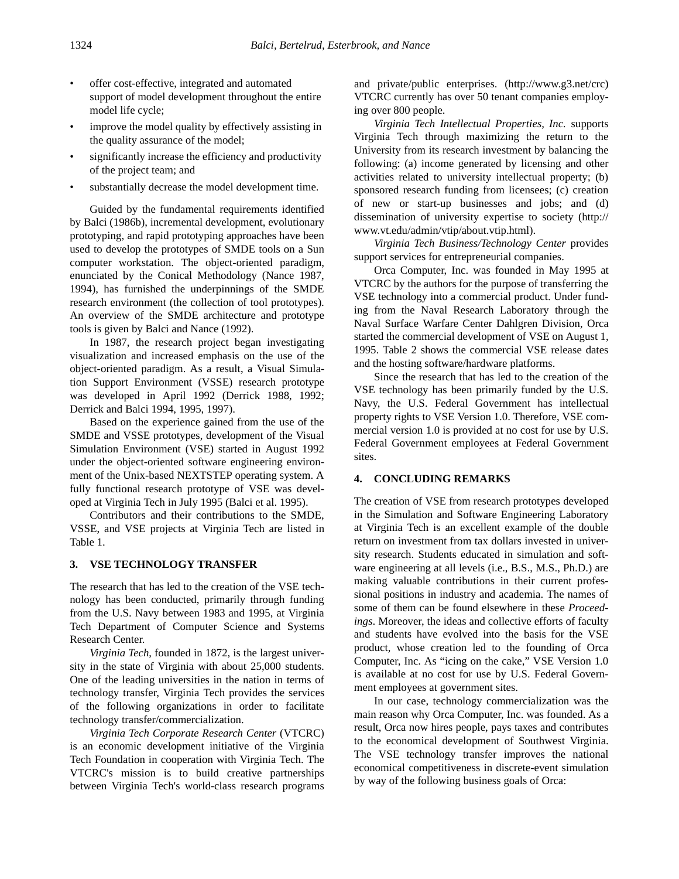- offer cost-effective, integrated and automated support of model development throughout the entire model life cycle;
- improve the model quality by effectively assisting in the quality assurance of the model;
- significantly increase the efficiency and productivity of the project team; and
- substantially decrease the model development time.

Guided by the fundamental requirements identified by Balci (1986b), incremental development, evolutionary prototyping, and rapid prototyping approaches have been used to develop the prototypes of SMDE tools on a Sun computer workstation. The object-oriented paradigm, enunciated by the Conical Methodology (Nance 1987, 1994), has furnished the underpinnings of the SMDE research environment (the collection of tool prototypes). An overview of the SMDE architecture and prototype tools is given by Balci and Nance (1992).

In 1987, the research project began investigating visualization and increased emphasis on the use of the object-oriented paradigm. As a result, a Visual Simulation Support Environment (VSSE) research prototype was developed in April 1992 (Derrick 1988, 1992; Derrick and Balci 1994, 1995, 1997).

Based on the experience gained from the use of the SMDE and VSSE prototypes, development of the Visual Simulation Environment (VSE) started in August 1992 under the object-oriented software engineering environment of the Unix-based NEXTSTEP operating system. A fully functional research prototype of VSE was developed at Virginia Tech in July 1995 (Balci et al. 1995).

Contributors and their contributions to the SMDE, VSSE, and VSE projects at Virginia Tech are listed in Table 1.

## 3. VSE TECHNOLOGY TRANSFER

The research that has led to the creation of the VSE technology has been conducted, primarily through funding from the U.S. Navy between 1983 and 1995, at Virginia Tech Department of Computer Science and Systems Research Center.

*Virginia Tech*, founded in 1872, is the largest university in the state of Virginia with about 25,000 students. One of the leading universities in the nation in terms of technology transfer, Virginia Tech provides the services of the following organizations in order to facilitate technology transfer/commercialization.

*Virginia Tech Corporate Research Center* (VTCRC) is an economic development initiative of the Virginia Tech Foundation in cooperation with Virginia Tech. The VTCRC's mission is to build creative partnerships between Virginia Tech's world-class research programs and private/public enterprises. (http://www.g3.net/crc) VTCRC currently has over 50 tenant companies employing over 800 people.

*Virginia Tech Intellectual Properties, Inc.* supports Virginia Tech through maximizing the return to the University from its research investment by balancing the following: (a) income generated by licensing and other activities related to university intellectual property; (b) sponsored research funding from licensees; (c) creation of new or start-up businesses and jobs; and (d) dissemination of university expertise to society (http://www.vt.edu/admin/vtip/about.vtip.html).

*Virginia Tech Business/Technology Center* provides support services for entrepreneurial companies.

Orca Computer, Inc. was founded in May 1995 at VTCRC by the authors for the purpose of transferring the VSE technology into a commercial product. Under funding from the Naval Research Laboratory through the Naval Surface Warfare Center Dahlgren Division, Orca started the commercial development of VSE on August 1, 1995. Table 2 shows the commercial VSE release dates and the hosting software/hardware platforms.

Since the research that has led to the creation of the VSE technology has been primarily funded by the U.S. Navy, the U.S. Federal Government has intellectual property rights to VSE Version 1.0. Therefore, VSE commercial version 1.0 is provided at no cost for use by U.S. Federal Government employees at Federal Government sites.

## 4. CONCLUDING REMARKS

The creation of VSE from research prototypes developed in the Simulation and Software Engineering Laboratory at Virginia Tech is an excellent example of the double return on investment from tax dollars invested in university research. Students educated in simulation and software engineering at all levels (i.e., B.S., M.S., Ph.D.) are making valuable contributions in their current professional positions in industry and academia. The names of some of them can be found elsewhere in these *Proceedings*. Moreover, the ideas and collective efforts of faculty and students have evolved into the basis for the VSE product, whose creation led to the founding of Orca Computer, Inc. As "icing on the cake," VSE Version 1.0 is available at no cost for use by U.S. Federal Government employees at government sites.

In our case, technology commercialization was the main reason why Orca Computer, Inc. was founded. As a result, Orca now hires people, pays taxes and contributes to the economical development of Southwest Virginia. The VSE technology transfer improves the national economical competitiveness in discrete-event simulation by way of the following business goals of Orca: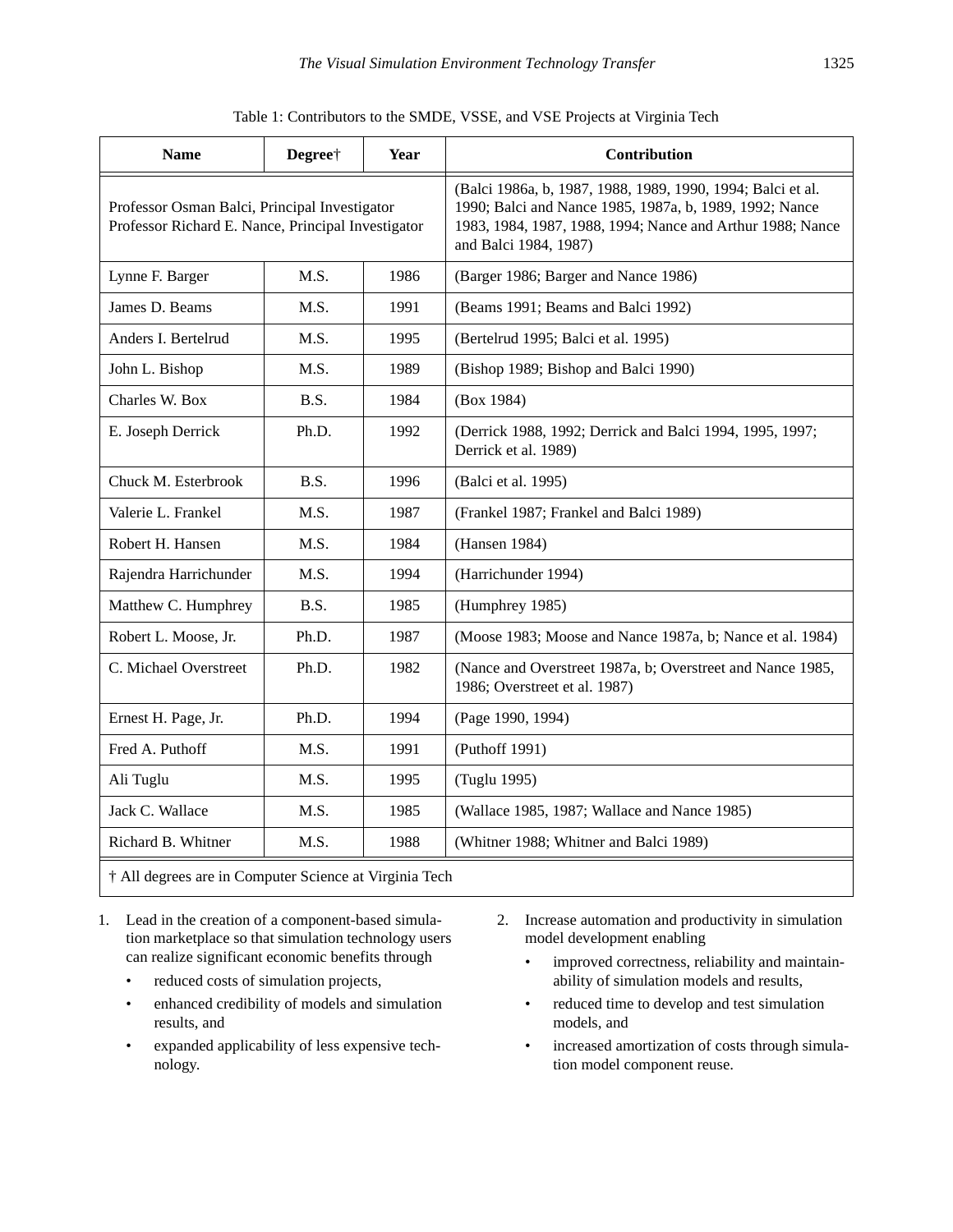Table 1: Contributors to the SMDE, VSSE, and VSE Projects at Virginia Tech

| Name | Degree† | Year | Contribution |
|---|---|---|---|
| Professor Osman Balci, Principal Investigator<br>Professor Richard E. Nance, Principal Investigator | | | (Balci 1986a, b, 1987, 1988, 1989, 1990, 1994; Balci et al. 1990; Balci and Nance 1985, 1987a, b, 1989, 1992; Nance 1983, 1984, 1987, 1988, 1994; Nance and Arthur 1988; Nance and Balci 1984, 1987) |
| Lynne F. Barger | M.S. | 1986 | (Barger 1986; Barger and Nance 1986) |
| James D. Beams | M.S. | 1991 | (Beams 1991; Beams and Balci 1992) |
| Anders I. Bertelrud | M.S. | 1995 | (Bertelrud 1995; Balci et al. 1995) |
| John L. Bishop | M.S. | 1989 | (Bishop 1989; Bishop and Balci 1990) |
| Charles W. Box | B.S. | 1984 | (Box 1984) |
| E. Joseph Derrick | Ph.D. | 1992 | (Derrick 1988, 1992; Derrick and Balci 1994, 1995, 1997; Derrick et al. 1989) |
| Chuck M. Esterbrook | B.S. | 1996 | (Balci et al. 1995) |
| Valerie L. Frankel | M.S. | 1987 | (Frankel 1987; Frankel and Balci 1989) |
| Robert H. Hansen | M.S. | 1984 | (Hansen 1984) |
| Rajendra Harrichunder | M.S. | 1994 | (Harrichunder 1994) |
| Matthew C. Humphrey | B.S. | 1985 | (Humphrey 1985) |
| Robert L. Moose, Jr. | Ph.D. | 1987 | (Moose 1983; Moose and Nance 1987a, b; Nance et al. 1984) |
| C. Michael Overstreet | Ph.D. | 1982 | (Nance and Overstreet 1987a, b; Overstreet and Nance 1985, 1986; Overstreet et al. 1987) |
| Ernest H. Page, Jr. | Ph.D. | 1994 | (Page 1990, 1994) |
| Fred A. Puthoff | M.S. | 1991 | (Puthoff 1991) |
| Ali Tuglu | M.S. | 1995 | (Tuglu 1995) |
| Jack C. Wallace | M.S. | 1985 | (Wallace 1985, 1987; Wallace and Nance 1985) |
| Richard B. Whitner | M.S. | 1988 | (Whitner 1988; Whitner and Balci 1989) |

† All degrees are in Computer Science at Virginia Tech

1. Lead in the creation of a component-based simulation marketplace so that simulation technology users can realize significant economic benefits through
   - reduced costs of simulation projects,
   - enhanced credibility of models and simulation results, and
   - expanded applicability of less expensive technology.
2. Increase automation and productivity in simulation model development enabling
   - improved correctness, reliability and maintainability of simulation models and results,
   - reduced time to develop and test simulation models, and
   - increased amortization of costs through simulation model component reuse.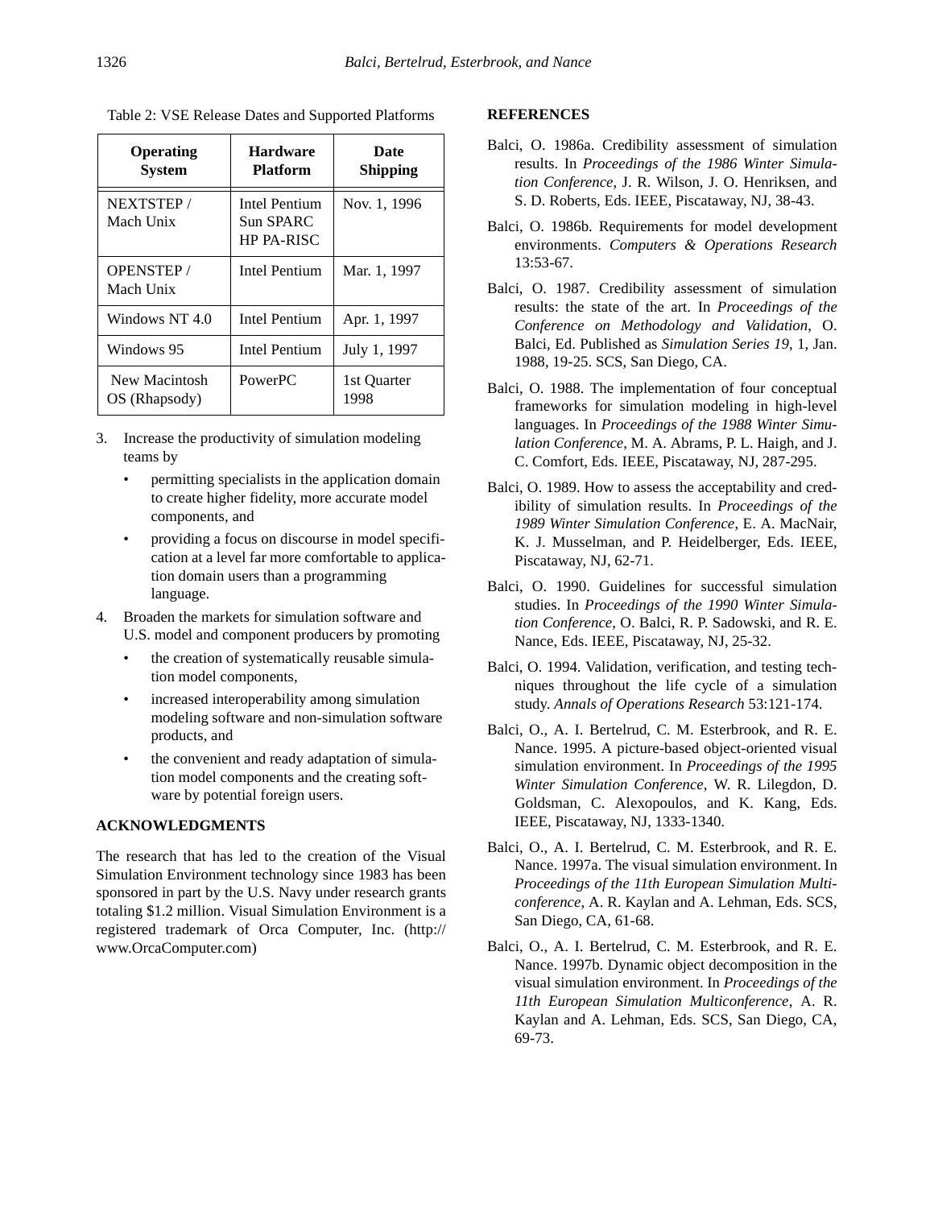Table 2: VSE Release Dates and Supported Platforms

| Operating System | Hardware Platform | Date Shipping |
| --- | --- | --- |
| NEXTSTEP / Mach Unix | Intel Pentium Sun SPARC HP PA-RISC | Nov. 1, 1996 |
| OPENSTEP / Mach Unix | Intel Pentium | Mar. 1, 1997 |
| Windows NT 4.0 | Intel Pentium | Apr. 1, 1997 |
| Windows 95 | Intel Pentium | July 1, 1997 |
| New Macintosh OS (Rhapsody) | PowerPC | 1st Quarter 1998 |

3. Increase the productivity of simulation modeling teams by
   - permitting specialists in the application domain to create higher fidelity, more accurate model components, and
   - providing a focus on discourse in model specification at a level far more comfortable to application domain users than a programming language.
4. Broaden the markets for simulation software and U.S. model and component producers by promoting
   - the creation of systematically reusable simulation model components,
   - increased interoperability among simulation modeling software and non-simulation software products, and
   - the convenient and ready adaptation of simulation model components and the creating software by potential foreign users.

## ACKNOWLEDGMENTS

The research that has led to the creation of the Visual Simulation Environment technology since 1983 has been sponsored in part by the U.S. Navy under research grants totaling $1.2 million. Visual Simulation Environment is a registered trademark of Orca Computer, Inc. (http://www.OrcaComputer.com)

## REFERENCES

Balci, O. 1986a. Credibility assessment of simulation results. In *Proceedings of the 1986 Winter Simulation Conference*, J. R. Wilson, J. O. Henriksen, and S. D. Roberts, Eds. IEEE, Piscataway, NJ, 38-43.

Balci, O. 1986b. Requirements for model development environments. *Computers & Operations Research* 13:53-67.

Balci, O. 1987. Credibility assessment of simulation results: the state of the art. In *Proceedings of the Conference on Methodology and Validation*, O. Balci, Ed. Published as *Simulation Series 19*, 1, Jan. 1988, 19-25. SCS, San Diego, CA.

Balci, O. 1988. The implementation of four conceptual frameworks for simulation modeling in high-level languages. In *Proceedings of the 1988 Winter Simulation Conference*, M. A. Abrams, P. L. Haigh, and J. C. Comfort, Eds. IEEE, Piscataway, NJ, 287-295.

Balci, O. 1989. How to assess the acceptability and credibility of simulation results. In *Proceedings of the 1989 Winter Simulation Conference*, E. A. MacNair, K. J. Musselman, and P. Heidelberger, Eds. IEEE, Piscataway, NJ, 62-71.

Balci, O. 1990. Guidelines for successful simulation studies. In *Proceedings of the 1990 Winter Simulation Conference*, O. Balci, R. P. Sadowski, and R. E. Nance, Eds. IEEE, Piscataway, NJ, 25-32.

Balci, O. 1994. Validation, verification, and testing techniques throughout the life cycle of a simulation study. *Annals of Operations Research* 53:121-174.

Balci, O., A. I. Bertelrud, C. M. Esterbrook, and R. E. Nance. 1995. A picture-based object-oriented visual simulation environment. In *Proceedings of the 1995 Winter Simulation Conference*, W. R. Lilegdon, D. Goldsman, C. Alexopoulos, and K. Kang, Eds. IEEE, Piscataway, NJ, 1333-1340.

Balci, O., A. I. Bertelrud, C. M. Esterbrook, and R. E. Nance. 1997a. The visual simulation environment. In *Proceedings of the 11th European Simulation Multiconference*, A. R. Kaylan and A. Lehman, Eds. SCS, San Diego, CA, 61-68.

Balci, O., A. I. Bertelrud, C. M. Esterbrook, and R. E. Nance. 1997b. Dynamic object decomposition in the visual simulation environment. In *Proceedings of the 11th European Simulation Multiconference*, A. R. Kaylan and A. Lehman, Eds. SCS, San Diego, CA, 69-73.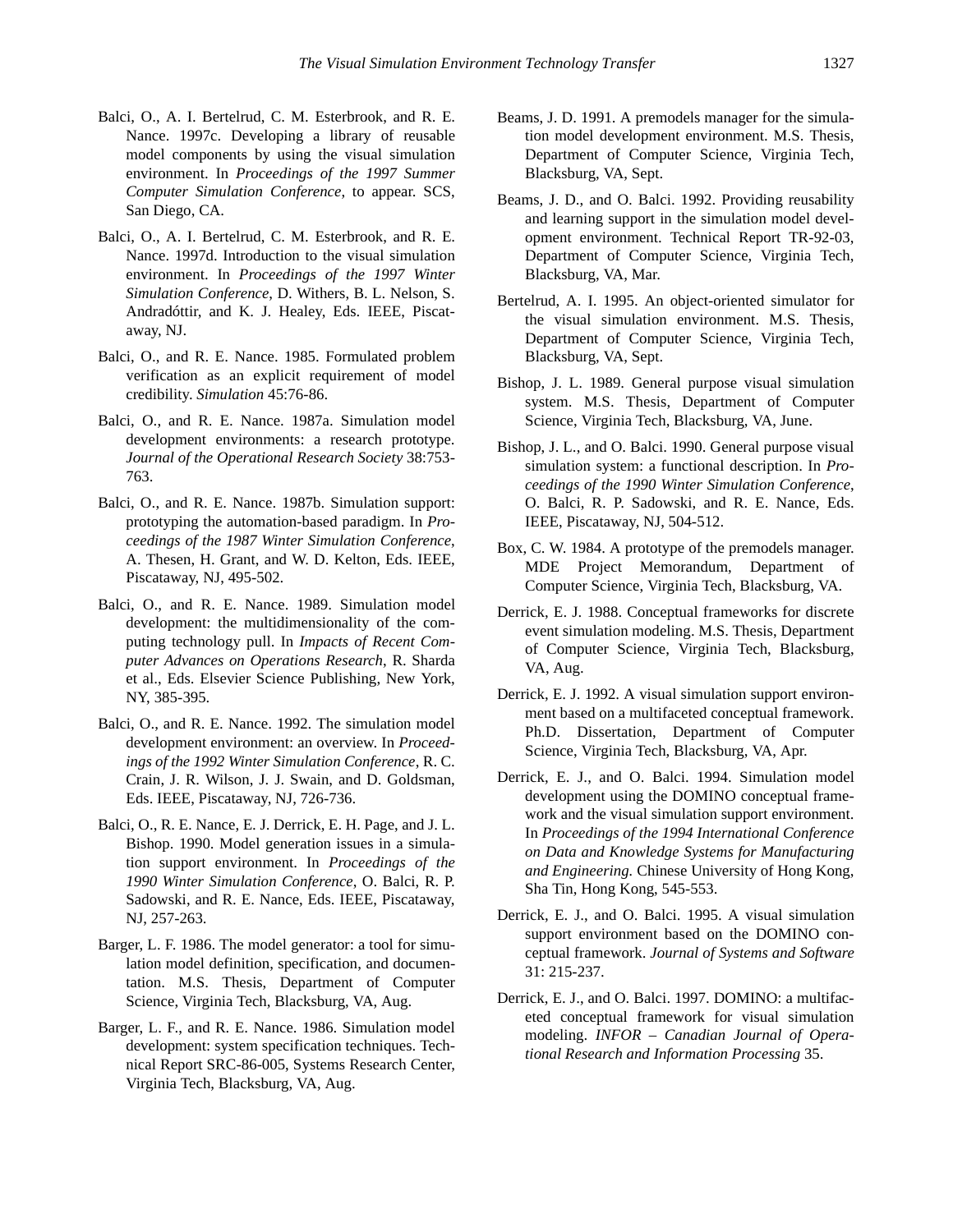Balci, O., A. I. Bertelrud, C. M. Esterbrook, and R. E. Nance. 1997c. Developing a library of reusable model components by using the visual simulation environment. In *Proceedings of the 1997 Summer Computer Simulation Conference*, to appear. SCS, San Diego, CA.

Balci, O., A. I. Bertelrud, C. M. Esterbrook, and R. E. Nance. 1997d. Introduction to the visual simulation environment. In *Proceedings of the 1997 Winter Simulation Conference*, D. Withers, B. L. Nelson, S. Andradóttir, and K. J. Healey, Eds. IEEE, Piscataway, NJ.

Balci, O., and R. E. Nance. 1985. Formulated problem verification as an explicit requirement of model credibility. *Simulation* 45:76-86.

Balci, O., and R. E. Nance. 1987a. Simulation model development environments: a research prototype. *Journal of the Operational Research Society* 38:753-763.

Balci, O., and R. E. Nance. 1987b. Simulation support: prototyping the automation-based paradigm. In *Proceedings of the 1987 Winter Simulation Conference*, A. Thesen, H. Grant, and W. D. Kelton, Eds. IEEE, Piscataway, NJ, 495-502.

Balci, O., and R. E. Nance. 1989. Simulation model development: the multidimensionality of the computing technology pull. In *Impacts of Recent Computer Advances on Operations Research*, R. Sharda et al., Eds. Elsevier Science Publishing, New York, NY, 385-395.

Balci, O., and R. E. Nance. 1992. The simulation model development environment: an overview. In *Proceedings of the 1992 Winter Simulation Conference*, R. C. Crain, J. R. Wilson, J. J. Swain, and D. Goldsman, Eds. IEEE, Piscataway, NJ, 726-736.

Balci, O., R. E. Nance, E. J. Derrick, E. H. Page, and J. L. Bishop. 1990. Model generation issues in a simulation support environment. In *Proceedings of the 1990 Winter Simulation Conference*, O. Balci, R. P. Sadowski, and R. E. Nance, Eds. IEEE, Piscataway, NJ, 257-263.

Barger, L. F. 1986. The model generator: a tool for simulation model definition, specification, and documentation. M.S. Thesis, Department of Computer Science, Virginia Tech, Blacksburg, VA, Aug.

Barger, L. F., and R. E. Nance. 1986. Simulation model development: system specification techniques. Technical Report SRC-86-005, Systems Research Center, Virginia Tech, Blacksburg, VA, Aug.

Beams, J. D. 1991. A premodels manager for the simulation model development environment. M.S. Thesis, Department of Computer Science, Virginia Tech, Blacksburg, VA, Sept.

Beams, J. D., and O. Balci. 1992. Providing reusability and learning support in the simulation model development environment. Technical Report TR-92-03, Department of Computer Science, Virginia Tech, Blacksburg, VA, Mar.

Bertelrud, A. I. 1995. An object-oriented simulator for the visual simulation environment. M.S. Thesis, Department of Computer Science, Virginia Tech, Blacksburg, VA, Sept.

Bishop, J. L. 1989. General purpose visual simulation system. M.S. Thesis, Department of Computer Science, Virginia Tech, Blacksburg, VA, June.

Bishop, J. L., and O. Balci. 1990. General purpose visual simulation system: a functional description. In *Proceedings of the 1990 Winter Simulation Conference*, O. Balci, R. P. Sadowski, and R. E. Nance, Eds. IEEE, Piscataway, NJ, 504-512.

Box, C. W. 1984. A prototype of the premodels manager. MDE Project Memorandum, Department of Computer Science, Virginia Tech, Blacksburg, VA.

Derrick, E. J. 1988. Conceptual frameworks for discrete event simulation modeling. M.S. Thesis, Department of Computer Science, Virginia Tech, Blacksburg, VA, Aug.

Derrick, E. J. 1992. A visual simulation support environment based on a multifaceted conceptual framework. Ph.D. Dissertation, Department of Computer Science, Virginia Tech, Blacksburg, VA, Apr.

Derrick, E. J., and O. Balci. 1994. Simulation model development using the DOMINO conceptual framework and the visual simulation support environment. In *Proceedings of the 1994 International Conference on Data and Knowledge Systems for Manufacturing and Engineering*. Chinese University of Hong Kong, Sha Tin, Hong Kong, 545-553.

Derrick, E. J., and O. Balci. 1995. A visual simulation support environment based on the DOMINO conceptual framework. *Journal of Systems and Software* 31: 215-237.

Derrick, E. J., and O. Balci. 1997. DOMINO: a multifaceted conceptual framework for visual simulation modeling. *INFOR – Canadian Journal of Operational Research and Information Processing* 35.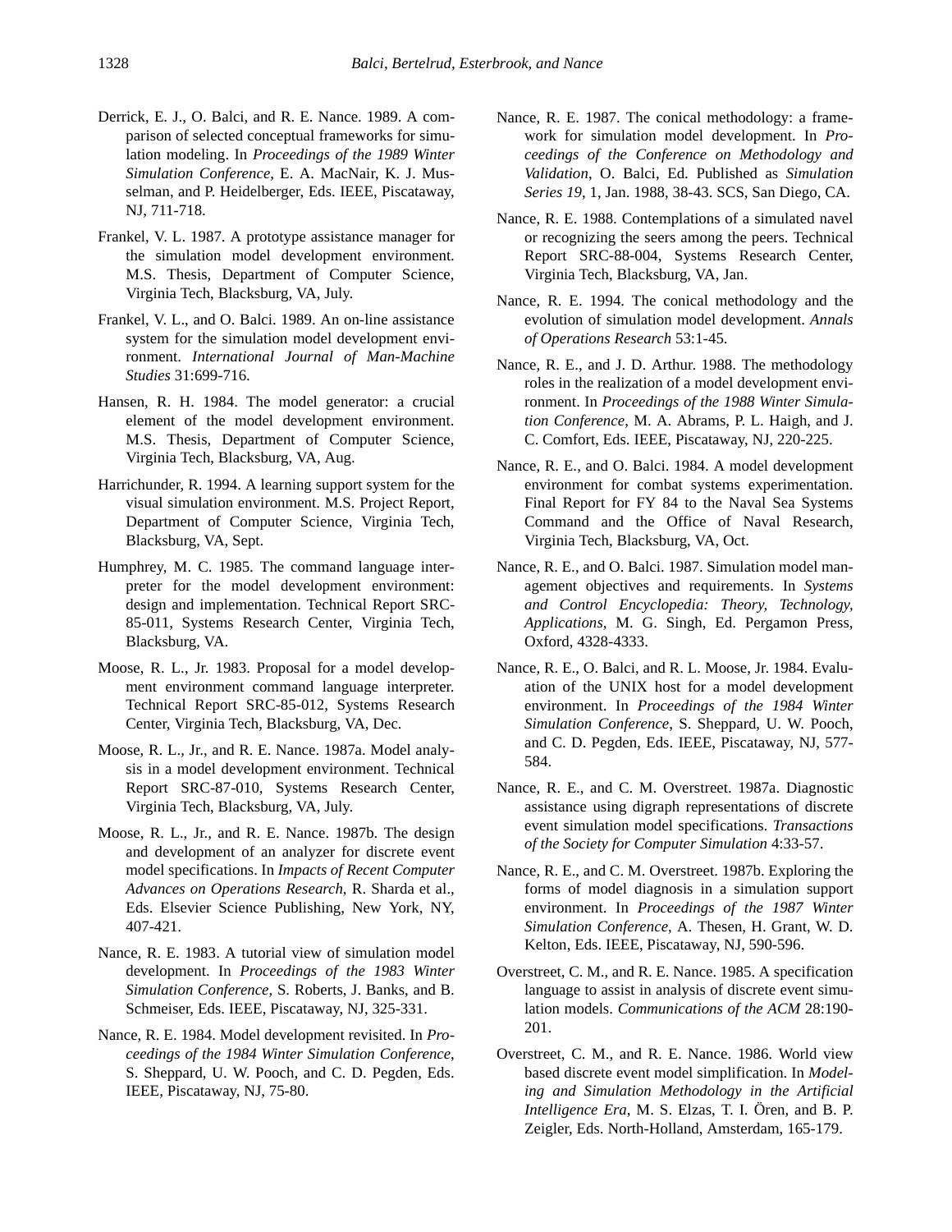Derrick, E. J., O. Balci, and R. E. Nance. 1989. A comparison of selected conceptual frameworks for simulation modeling. In *Proceedings of the 1989 Winter Simulation Conference*, E. A. MacNair, K. J. Musselman, and P. Heidelberger, Eds. IEEE, Piscataway, NJ, 711-718.

Frankel, V. L. 1987. A prototype assistance manager for the simulation model development environment. M.S. Thesis, Department of Computer Science, Virginia Tech, Blacksburg, VA, July.

Frankel, V. L., and O. Balci. 1989. An on-line assistance system for the simulation model development environment. *International Journal of Man-Machine Studies* 31:699-716.

Hansen, R. H. 1984. The model generator: a crucial element of the model development environment. M.S. Thesis, Department of Computer Science, Virginia Tech, Blacksburg, VA, Aug.

Harrichunder, R. 1994. A learning support system for the visual simulation environment. M.S. Project Report, Department of Computer Science, Virginia Tech, Blacksburg, VA, Sept.

Humphrey, M. C. 1985. The command language interpreter for the model development environment: design and implementation. Technical Report SRC-85-011, Systems Research Center, Virginia Tech, Blacksburg, VA.

Moose, R. L., Jr. 1983. Proposal for a model development environment command language interpreter. Technical Report SRC-85-012, Systems Research Center, Virginia Tech, Blacksburg, VA, Dec.

Moose, R. L., Jr., and R. E. Nance. 1987a. Model analysis in a model development environment. Technical Report SRC-87-010, Systems Research Center, Virginia Tech, Blacksburg, VA, July.

Moose, R. L., Jr., and R. E. Nance. 1987b. The design and development of an analyzer for discrete event model specifications. In *Impacts of Recent Computer Advances on Operations Research*, R. Sharda et al., Eds. Elsevier Science Publishing, New York, NY, 407-421.

Nance, R. E. 1983. A tutorial view of simulation model development. In *Proceedings of the 1983 Winter Simulation Conference*, S. Roberts, J. Banks, and B. Schmeiser, Eds. IEEE, Piscataway, NJ, 325-331.

Nance, R. E. 1984. Model development revisited. In *Proceedings of the 1984 Winter Simulation Conference*, S. Sheppard, U. W. Pooch, and C. D. Pegden, Eds. IEEE, Piscataway, NJ, 75-80.

Nance, R. E. 1987. The conical methodology: a framework for simulation model development. In *Proceedings of the Conference on Methodology and Validation*, O. Balci, Ed. Published as *Simulation Series 19*, 1, Jan. 1988, 38-43. SCS, San Diego, CA.

Nance, R. E. 1988. Contemplations of a simulated navel or recognizing the seers among the peers. Technical Report SRC-88-004, Systems Research Center, Virginia Tech, Blacksburg, VA, Jan.

Nance, R. E. 1994. The conical methodology and the evolution of simulation model development. *Annals of Operations Research* 53:1-45.

Nance, R. E., and J. D. Arthur. 1988. The methodology roles in the realization of a model development environment. In *Proceedings of the 1988 Winter Simulation Conference*, M. A. Abrams, P. L. Haigh, and J. C. Comfort, Eds. IEEE, Piscataway, NJ, 220-225.

Nance, R. E., and O. Balci. 1984. A model development environment for combat systems experimentation. Final Report for FY 84 to the Naval Sea Systems Command and the Office of Naval Research, Virginia Tech, Blacksburg, VA, Oct.

Nance, R. E., and O. Balci. 1987. Simulation model management objectives and requirements. In *Systems and Control Encyclopedia: Theory, Technology, Applications*, M. G. Singh, Ed. Pergamon Press, Oxford, 4328-4333.

Nance, R. E., O. Balci, and R. L. Moose, Jr. 1984. Evaluation of the UNIX host for a model development environment. In *Proceedings of the 1984 Winter Simulation Conference*, S. Sheppard, U. W. Pooch, and C. D. Pegden, Eds. IEEE, Piscataway, NJ, 577-584.

Nance, R. E., and C. M. Overstreet. 1987a. Diagnostic assistance using digraph representations of discrete event simulation model specifications. *Transactions of the Society for Computer Simulation* 4:33-57.

Nance, R. E., and C. M. Overstreet. 1987b. Exploring the forms of model diagnosis in a simulation support environment. In *Proceedings of the 1987 Winter Simulation Conference*, A. Thesen, H. Grant, W. D. Kelton, Eds. IEEE, Piscataway, NJ, 590-596.

Overstreet, C. M., and R. E. Nance. 1985. A specification language to assist in analysis of discrete event simulation models. *Communications of the ACM* 28:190-201.

Overstreet, C. M., and R. E. Nance. 1986. World view based discrete event model simplification. In *Modeling and Simulation Methodology in the Artificial Intelligence Era*, M. S. Elzas, T. I. Ören, and B. P. Zeigler, Eds. North-Holland, Amsterdam, 165-179.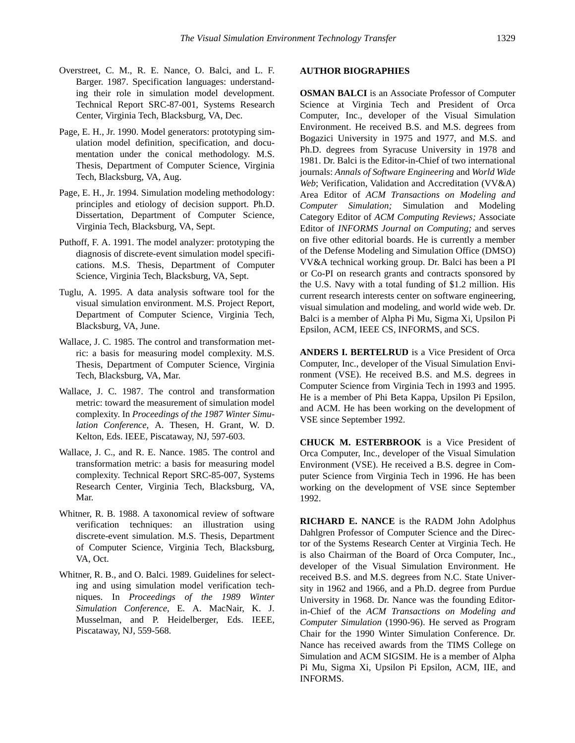Overstreet, C. M., R. E. Nance, O. Balci, and L. F. Barger. 1987. Specification languages: understanding their role in simulation model development. Technical Report SRC-87-001, Systems Research Center, Virginia Tech, Blacksburg, VA, Dec.

Page, E. H., Jr. 1990. Model generators: prototyping simulation model definition, specification, and documentation under the conical methodology. M.S. Thesis, Department of Computer Science, Virginia Tech, Blacksburg, VA, Aug.

Page, E. H., Jr. 1994. Simulation modeling methodology: principles and etiology of decision support. Ph.D. Dissertation, Department of Computer Science, Virginia Tech, Blacksburg, VA, Sept.

Puthoff, F. A. 1991. The model analyzer: prototyping the diagnosis of discrete-event simulation model specifications. M.S. Thesis, Department of Computer Science, Virginia Tech, Blacksburg, VA, Sept.

Tuglu, A. 1995. A data analysis software tool for the visual simulation environment. M.S. Project Report, Department of Computer Science, Virginia Tech, Blacksburg, VA, June.

Wallace, J. C. 1985. The control and transformation metric: a basis for measuring model complexity. M.S. Thesis, Department of Computer Science, Virginia Tech, Blacksburg, VA, Mar.

Wallace, J. C. 1987. The control and transformation metric: toward the measurement of simulation model complexity. In *Proceedings of the 1987 Winter Simulation Conference*, A. Thesen, H. Grant, W. D. Kelton, Eds. IEEE, Piscataway, NJ, 597-603.

Wallace, J. C., and R. E. Nance. 1985. The control and transformation metric: a basis for measuring model complexity. Technical Report SRC-85-007, Systems Research Center, Virginia Tech, Blacksburg, VA, Mar.

Whitner, R. B. 1988. A taxonomical review of software verification techniques: an illustration using discrete-event simulation. M.S. Thesis, Department of Computer Science, Virginia Tech, Blacksburg, VA, Oct.

Whitner, R. B., and O. Balci. 1989. Guidelines for selecting and using simulation model verification techniques. In *Proceedings of the 1989 Winter Simulation Conference*, E. A. MacNair, K. J. Musselman, and P. Heidelberger, Eds. IEEE, Piscataway, NJ, 559-568.

## AUTHOR BIOGRAPHIES

**OSMAN BALCI** is an Associate Professor of Computer Science at Virginia Tech and President of Orca Computer, Inc., developer of the Visual Simulation Environment. He received B.S. and M.S. degrees from Bogazici University in 1975 and 1977, and M.S. and Ph.D. degrees from Syracuse University in 1978 and 1981. Dr. Balci is the Editor-in-Chief of two international journals: *Annals of Software Engineering* and *World Wide Web*; Verification, Validation and Accreditation (VV&A) Area Editor of *ACM Transactions on Modeling and Computer Simulation;* Simulation and Modeling Category Editor of *ACM Computing Reviews;* Associate Editor of *INFORMS Journal on Computing;* and serves on five other editorial boards. He is currently a member of the Defense Modeling and Simulation Office (DMSO) VV&A technical working group. Dr. Balci has been a PI or Co-PI on research grants and contracts sponsored by the U.S. Navy with a total funding of $1.2 million. His current research interests center on software engineering, visual simulation and modeling, and world wide web. Dr. Balci is a member of Alpha Pi Mu, Sigma Xi, Upsilon Pi Epsilon, ACM, IEEE CS, INFORMS, and SCS.

**ANDERS I. BERTELRUD** is a Vice President of Orca Computer, Inc., developer of the Visual Simulation Environment (VSE). He received B.S. and M.S. degrees in Computer Science from Virginia Tech in 1993 and 1995. He is a member of Phi Beta Kappa, Upsilon Pi Epsilon, and ACM. He has been working on the development of VSE since September 1992.

**CHUCK M. ESTERBROOK** is a Vice President of Orca Computer, Inc., developer of the Visual Simulation Environment (VSE). He received a B.S. degree in Computer Science from Virginia Tech in 1996. He has been working on the development of VSE since September 1992.

**RICHARD E. NANCE** is the RADM John Adolphus Dahlgren Professor of Computer Science and the Director of the Systems Research Center at Virginia Tech. He is also Chairman of the Board of Orca Computer, Inc., developer of the Visual Simulation Environment. He received B.S. and M.S. degrees from N.C. State University in 1962 and 1966, and a Ph.D. degree from Purdue University in 1968. Dr. Nance was the founding Editor-in-Chief of the *ACM Transactions on Modeling and Computer Simulation* (1990-96). He served as Program Chair for the 1990 Winter Simulation Conference. Dr. Nance has received awards from the TIMS College on Simulation and ACM SIGSIM. He is a member of Alpha Pi Mu, Sigma Xi, Upsilon Pi Epsilon, ACM, IIE, and INFORMS.